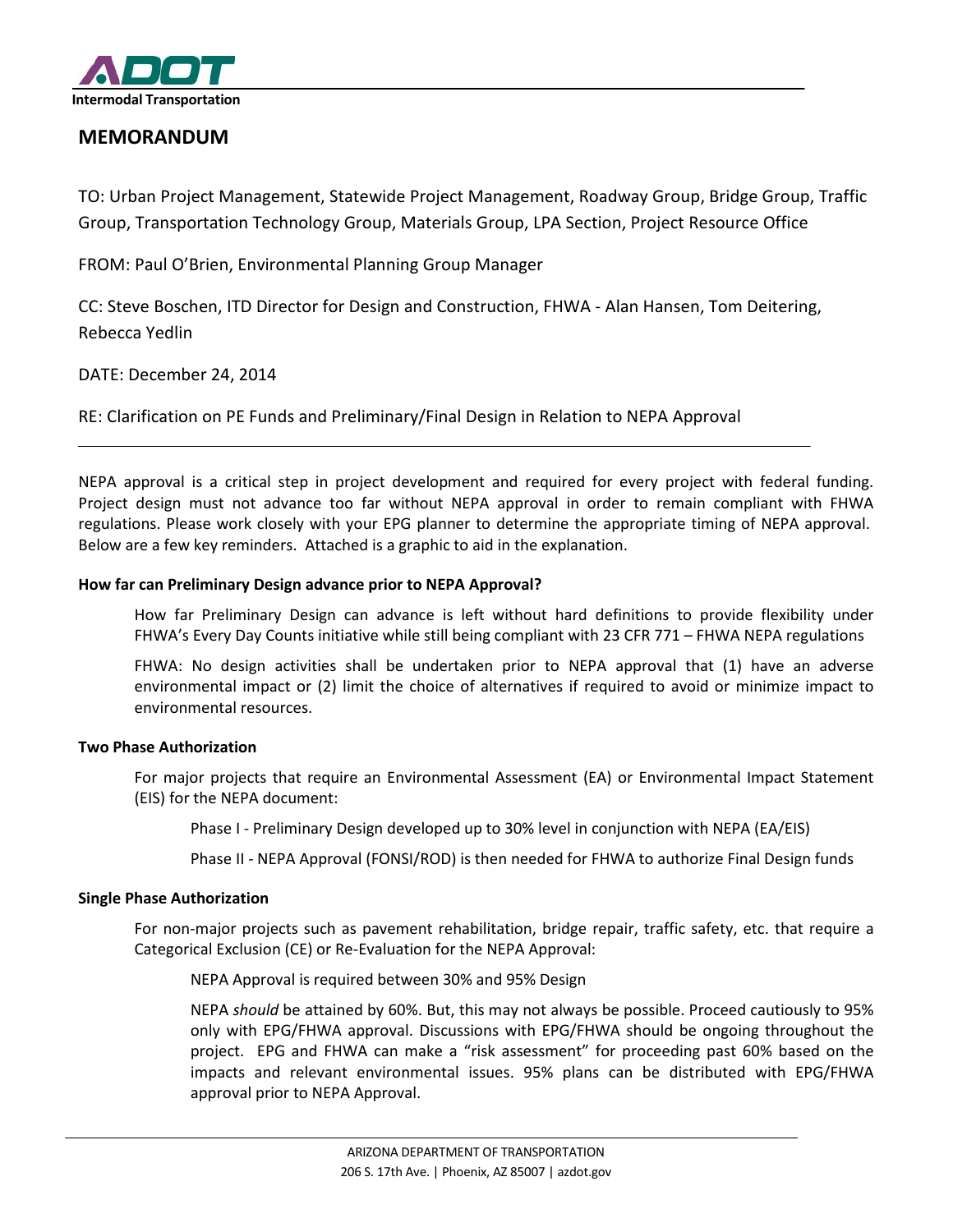ADOT

Intermodal Transportation

# MEMORANDUM

TO: Urban Project Management, Statewide Project Management, Roadway Group, Bridge Group, Traffic Group, Transportation Technology Group, Materials Group, LPA Section, Project Resource Office

FROM: Paul O'Brien, Environmental Planning Group Manager

CC: Steve Boschen, ITD Director for Design and Construction, FHWA - Alan Hansen, Tom Deitering, Rebecca Yedlin

DATE: December 24, 2014

RE: Clarification on PE Funds and Preliminary/Final Design in Relation to NEPA Approval

---

NEPA approval is a critical step in project development and required for every project with federal funding. Project design must not advance too far without NEPA approval in order to remain compliant with FHWA regulations. Please work closely with your EPG planner to determine the appropriate timing of NEPA approval. Below are a few key reminders. Attached is a graphic to aid in the explanation.

**How far can Preliminary Design advance prior to NEPA Approval?**

How far Preliminary Design can advance is left without hard definitions to provide flexibility under FHWA's Every Day Counts initiative while still being compliant with 23 CFR 771 – FHWA NEPA regulations

FHWA: No design activities shall be undertaken prior to NEPA approval that (1) have an adverse environmental impact or (2) limit the choice of alternatives if required to avoid or minimize impact to environmental resources.

**Two Phase Authorization**

For major projects that require an Environmental Assessment (EA) or Environmental Impact Statement (EIS) for the NEPA document:

Phase I - Preliminary Design developed up to 30% level in conjunction with NEPA (EA/EIS)

Phase II - NEPA Approval (FONSI/ROD) is then needed for FHWA to authorize Final Design funds

**Single Phase Authorization**

For non-major projects such as pavement rehabilitation, bridge repair, traffic safety, etc. that require a Categorical Exclusion (CE) or Re-Evaluation for the NEPA Approval:

NEPA Approval is required between 30% and 95% Design

NEPA *should* be attained by 60%. But, this may not always be possible. Proceed cautiously to 95% only with EPG/FHWA approval. Discussions with EPG/FHWA should be ongoing throughout the project. EPG and FHWA can make a "risk assessment" for proceeding past 60% based on the impacts and relevant environmental issues. 95% plans can be distributed with EPG/FHWA approval prior to NEPA Approval.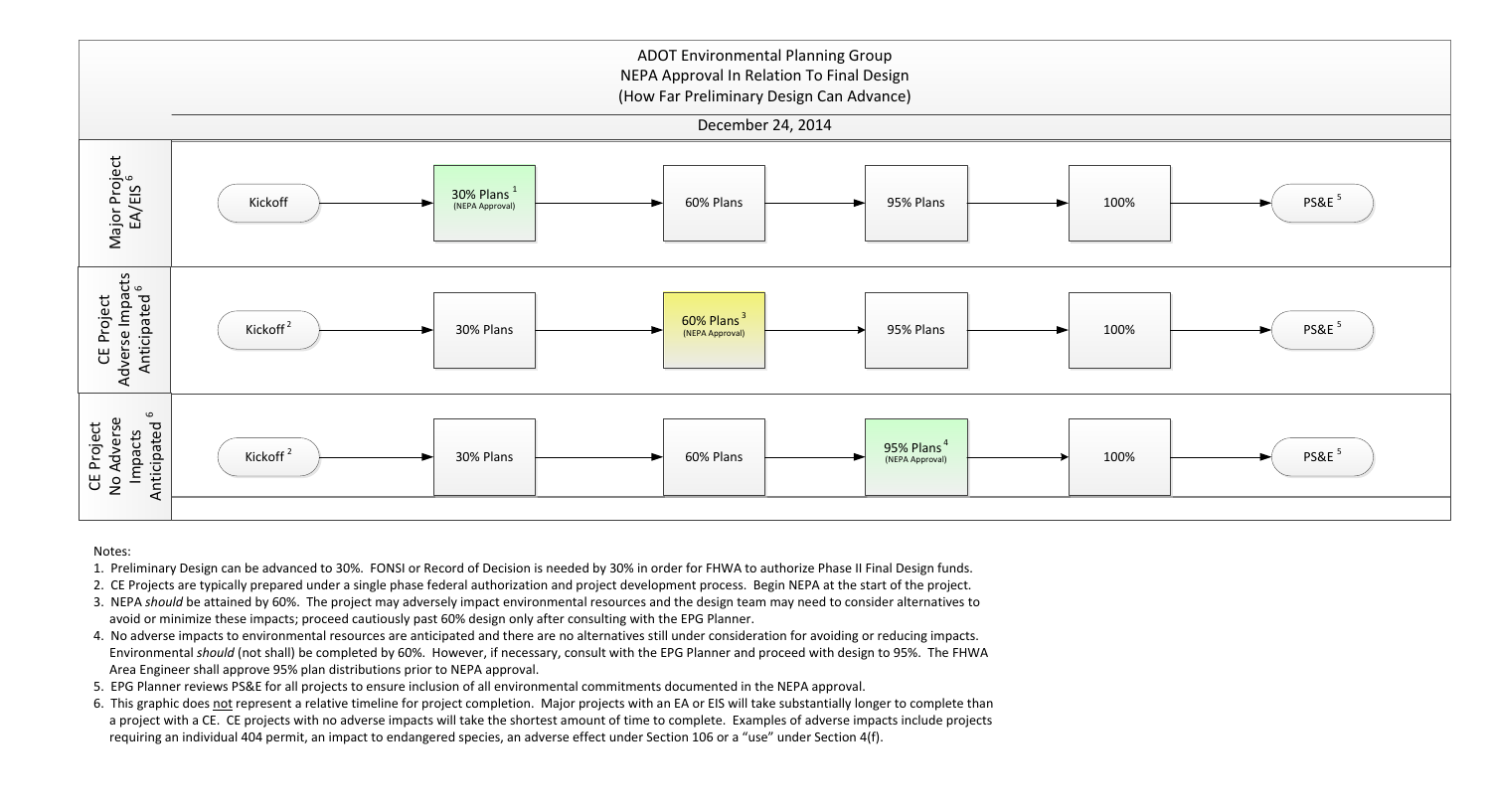ADOT Environmental Planning Group
NEPA Approval In Relation To Final Design
(How Far Preliminary Design Can Advance)

December 24, 2014

Major Project EA/EIS [6]

Kickoff → 30% Plans [1] (NEPA Approval) → 60% Plans → 95% Plans → 100% → PS&E [5]

CE Project Adverse Impacts Anticipated [6]

Kickoff [2] → 30% Plans → 60% Plans [3] (NEPA Approval) → 95% Plans → 100% → PS&E [5]

CE Project No Adverse Impacts Anticipated [6]

Kickoff [2] → 30% Plans → 60% Plans → 95% Plans [4] (NEPA Approval) → 100% → PS&E [5]

Notes:

1. Preliminary Design can be advanced to 30%. FONSI or Record of Decision is needed by 30% in order for FHWA to authorize Phase II Final Design funds.
2. CE Projects are typically prepared under a single phase federal authorization and project development process. Begin NEPA at the start of the project.
3. NEPA *should* be attained by 60%. The project may adversely impact environmental resources and the design team may need to consider alternatives to avoid or minimize these impacts; proceed cautiously past 60% design only after consulting with the EPG Planner.
4. No adverse impacts to environmental resources are anticipated and there are no alternatives still under consideration for avoiding or reducing impacts. Environmental *should* (not shall) be completed by 60%. However, if necessary, consult with the EPG Planner and proceed with design to 95%. The FHWA Area Engineer shall approve 95% plan distributions prior to NEPA approval.
5. EPG Planner reviews PS&E for all projects to ensure inclusion of all environmental commitments documented in the NEPA approval.
6. This graphic does not represent a relative timeline for project completion. Major projects with an EA or EIS will take substantially longer to complete than a project with a CE. CE projects with no adverse impacts will take the shortest amount of time to complete. Examples of adverse impacts include projects requiring an individual 404 permit, an impact to endangered species, an adverse effect under Section 106 or a "use" under Section 4(f).